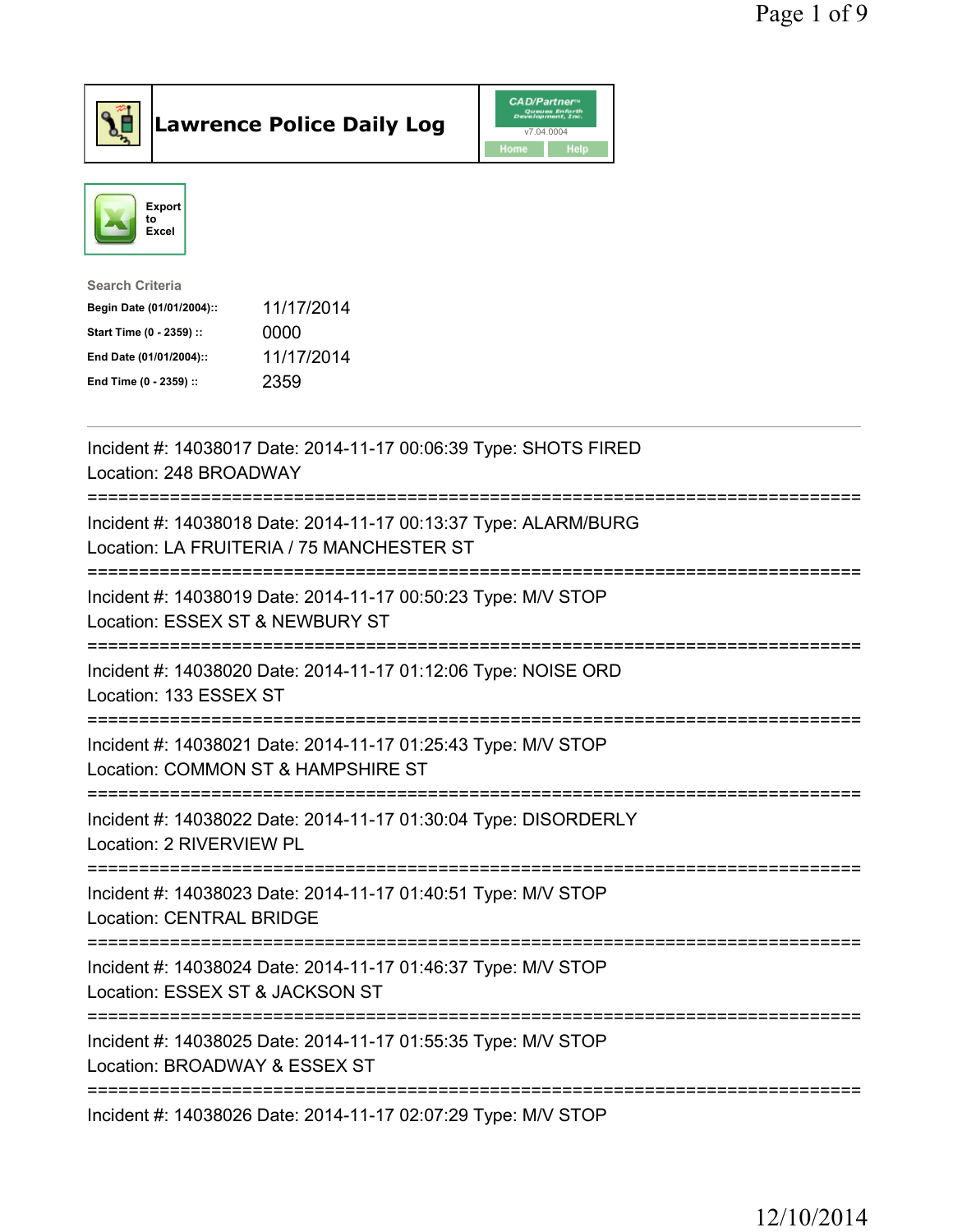# Lawrence Police Daily Log

Export to Excel

**Search Criteria**

| | |
|---|---|
| **Begin Date (01/01/2004)::** | 11/17/2014 |
| **Start Time (0 - 2359) ::** | 0000 |
| **End Date (01/01/2004)::** | 11/17/2014 |
| **End Time (0 - 2359) ::** | 2359 |

---

Incident #: 14038017 Date: 2014-11-17 00:06:39 Type: SHOTS FIRED
Location: 248 BROADWAY

===========================================================================

Incident #: 14038018 Date: 2014-11-17 00:13:37 Type: ALARM/BURG
Location: LA FRUITERIA / 75 MANCHESTER ST

===========================================================================

Incident #: 14038019 Date: 2014-11-17 00:50:23 Type: M/V STOP
Location: ESSEX ST & NEWBURY ST

===========================================================================

Incident #: 14038020 Date: 2014-11-17 01:12:06 Type: NOISE ORD
Location: 133 ESSEX ST

===========================================================================

Incident #: 14038021 Date: 2014-11-17 01:25:43 Type: M/V STOP
Location: COMMON ST & HAMPSHIRE ST

===========================================================================

Incident #: 14038022 Date: 2014-11-17 01:30:04 Type: DISORDERLY
Location: 2 RIVERVIEW PL

===========================================================================

Incident #: 14038023 Date: 2014-11-17 01:40:51 Type: M/V STOP
Location: CENTRAL BRIDGE

===========================================================================

Incident #: 14038024 Date: 2014-11-17 01:46:37 Type: M/V STOP
Location: ESSEX ST & JACKSON ST

===========================================================================

Incident #: 14038025 Date: 2014-11-17 01:55:35 Type: M/V STOP
Location: BROADWAY & ESSEX ST

===========================================================================

Incident #: 14038026 Date: 2014-11-17 02:07:29 Type: M/V STOP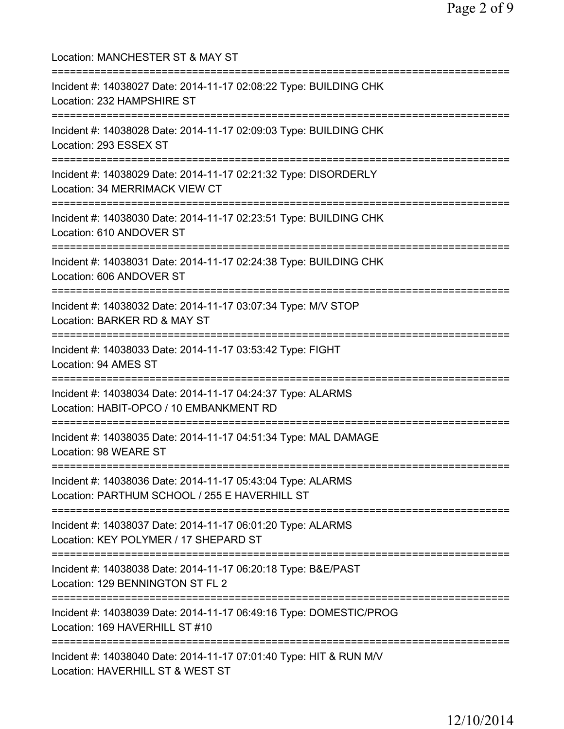Location: MANCHESTER ST & MAY ST

===========================================================================

Incident #: 14038027 Date: 2014-11-17 02:08:22 Type: BUILDING CHK
Location: 232 HAMPSHIRE ST

===========================================================================

Incident #: 14038028 Date: 2014-11-17 02:09:03 Type: BUILDING CHK
Location: 293 ESSEX ST

===========================================================================

Incident #: 14038029 Date: 2014-11-17 02:21:32 Type: DISORDERLY
Location: 34 MERRIMACK VIEW CT

===========================================================================

Incident #: 14038030 Date: 2014-11-17 02:23:51 Type: BUILDING CHK
Location: 610 ANDOVER ST

===========================================================================

Incident #: 14038031 Date: 2014-11-17 02:24:38 Type: BUILDING CHK
Location: 606 ANDOVER ST

===========================================================================

Incident #: 14038032 Date: 2014-11-17 03:07:34 Type: M/V STOP
Location: BARKER RD & MAY ST

===========================================================================

Incident #: 14038033 Date: 2014-11-17 03:53:42 Type: FIGHT
Location: 94 AMES ST

===========================================================================

Incident #: 14038034 Date: 2014-11-17 04:24:37 Type: ALARMS
Location: HABIT-OPCO / 10 EMBANKMENT RD

===========================================================================

Incident #: 14038035 Date: 2014-11-17 04:51:34 Type: MAL DAMAGE
Location: 98 WEARE ST

===========================================================================

Incident #: 14038036 Date: 2014-11-17 05:43:04 Type: ALARMS
Location: PARTHUM SCHOOL / 255 E HAVERHILL ST

===========================================================================

Incident #: 14038037 Date: 2014-11-17 06:01:20 Type: ALARMS
Location: KEY POLYMER / 17 SHEPARD ST

===========================================================================

Incident #: 14038038 Date: 2014-11-17 06:20:18 Type: B&E/PAST
Location: 129 BENNINGTON ST FL 2

===========================================================================

Incident #: 14038039 Date: 2014-11-17 06:49:16 Type: DOMESTIC/PROG
Location: 169 HAVERHILL ST #10

===========================================================================

Incident #: 14038040 Date: 2014-11-17 07:01:40 Type: HIT & RUN M/V
Location: HAVERHILL ST & WEST ST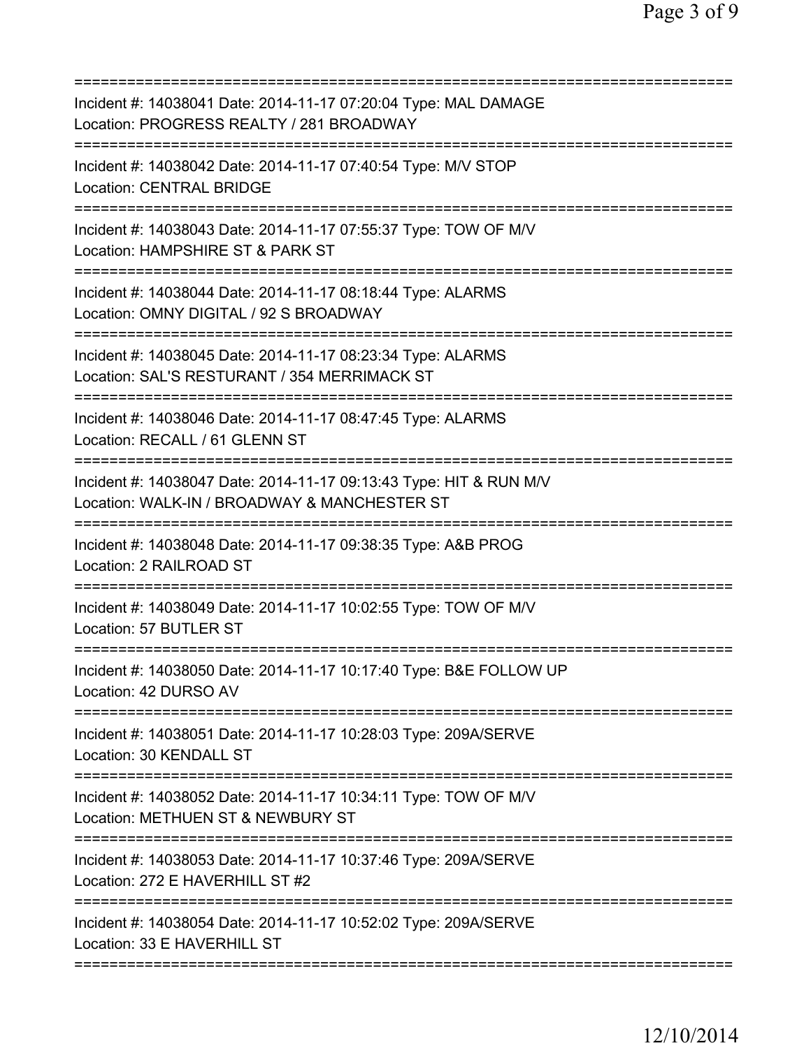===========================================================================

Incident #: 14038041 Date: 2014-11-17 07:20:04 Type: MAL DAMAGE
Location: PROGRESS REALTY / 281 BROADWAY

===========================================================================

Incident #: 14038042 Date: 2014-11-17 07:40:54 Type: M/V STOP
Location: CENTRAL BRIDGE

===========================================================================

Incident #: 14038043 Date: 2014-11-17 07:55:37 Type: TOW OF M/V
Location: HAMPSHIRE ST & PARK ST

===========================================================================

Incident #: 14038044 Date: 2014-11-17 08:18:44 Type: ALARMS
Location: OMNY DIGITAL / 92 S BROADWAY

===========================================================================

Incident #: 14038045 Date: 2014-11-17 08:23:34 Type: ALARMS
Location: SAL'S RESTURANT / 354 MERRIMACK ST

===========================================================================

Incident #: 14038046 Date: 2014-11-17 08:47:45 Type: ALARMS
Location: RECALL / 61 GLENN ST

===========================================================================

Incident #: 14038047 Date: 2014-11-17 09:13:43 Type: HIT & RUN M/V
Location: WALK-IN / BROADWAY & MANCHESTER ST

===========================================================================

Incident #: 14038048 Date: 2014-11-17 09:38:35 Type: A&B PROG
Location: 2 RAILROAD ST

===========================================================================

Incident #: 14038049 Date: 2014-11-17 10:02:55 Type: TOW OF M/V
Location: 57 BUTLER ST

===========================================================================

Incident #: 14038050 Date: 2014-11-17 10:17:40 Type: B&E FOLLOW UP
Location: 42 DURSO AV

===========================================================================

Incident #: 14038051 Date: 2014-11-17 10:28:03 Type: 209A/SERVE
Location: 30 KENDALL ST

===========================================================================

Incident #: 14038052 Date: 2014-11-17 10:34:11 Type: TOW OF M/V
Location: METHUEN ST & NEWBURY ST

===========================================================================

Incident #: 14038053 Date: 2014-11-17 10:37:46 Type: 209A/SERVE
Location: 272 E HAVERHILL ST #2

===========================================================================

Incident #: 14038054 Date: 2014-11-17 10:52:02 Type: 209A/SERVE
Location: 33 E HAVERHILL ST

===========================================================================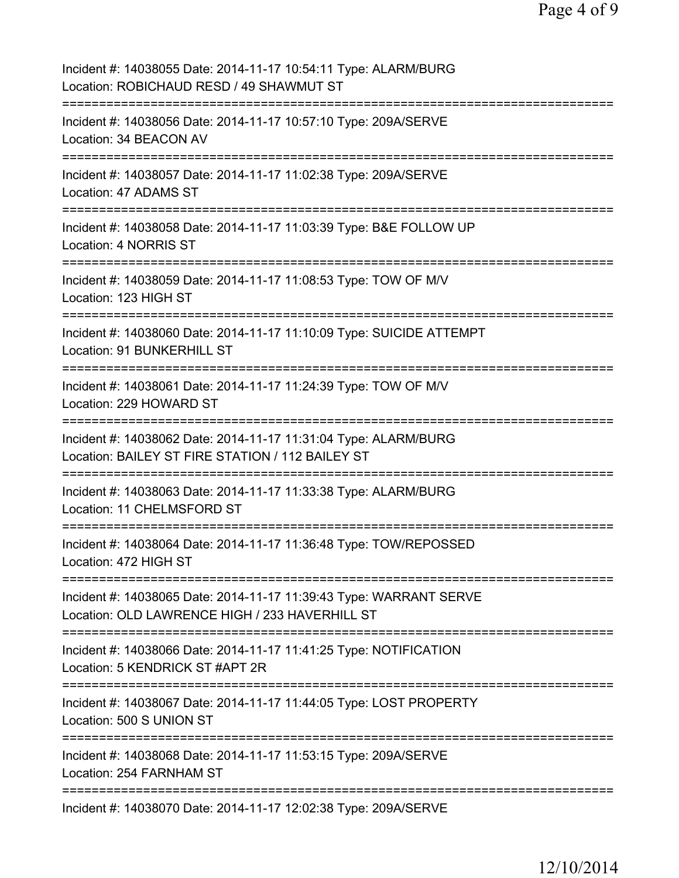Incident #: 14038055 Date: 2014-11-17 10:54:11 Type: ALARM/BURG
Location: ROBICHAUD RESD / 49 SHAWMUT ST

===========================================================================

Incident #: 14038056 Date: 2014-11-17 10:57:10 Type: 209A/SERVE
Location: 34 BEACON AV

===========================================================================

Incident #: 14038057 Date: 2014-11-17 11:02:38 Type: 209A/SERVE
Location: 47 ADAMS ST

===========================================================================

Incident #: 14038058 Date: 2014-11-17 11:03:39 Type: B&E FOLLOW UP
Location: 4 NORRIS ST

===========================================================================

Incident #: 14038059 Date: 2014-11-17 11:08:53 Type: TOW OF M/V
Location: 123 HIGH ST

===========================================================================

Incident #: 14038060 Date: 2014-11-17 11:10:09 Type: SUICIDE ATTEMPT
Location: 91 BUNKERHILL ST

===========================================================================

Incident #: 14038061 Date: 2014-11-17 11:24:39 Type: TOW OF M/V
Location: 229 HOWARD ST

===========================================================================

Incident #: 14038062 Date: 2014-11-17 11:31:04 Type: ALARM/BURG
Location: BAILEY ST FIRE STATION / 112 BAILEY ST

===========================================================================

Incident #: 14038063 Date: 2014-11-17 11:33:38 Type: ALARM/BURG
Location: 11 CHELMSFORD ST

===========================================================================

Incident #: 14038064 Date: 2014-11-17 11:36:48 Type: TOW/REPOSSED
Location: 472 HIGH ST

===========================================================================

Incident #: 14038065 Date: 2014-11-17 11:39:43 Type: WARRANT SERVE
Location: OLD LAWRENCE HIGH / 233 HAVERHILL ST

===========================================================================

Incident #: 14038066 Date: 2014-11-17 11:41:25 Type: NOTIFICATION
Location: 5 KENDRICK ST #APT 2R

===========================================================================

Incident #: 14038067 Date: 2014-11-17 11:44:05 Type: LOST PROPERTY
Location: 500 S UNION ST

===========================================================================

Incident #: 14038068 Date: 2014-11-17 11:53:15 Type: 209A/SERVE
Location: 254 FARNHAM ST

===========================================================================

Incident #: 14038070 Date: 2014-11-17 12:02:38 Type: 209A/SERVE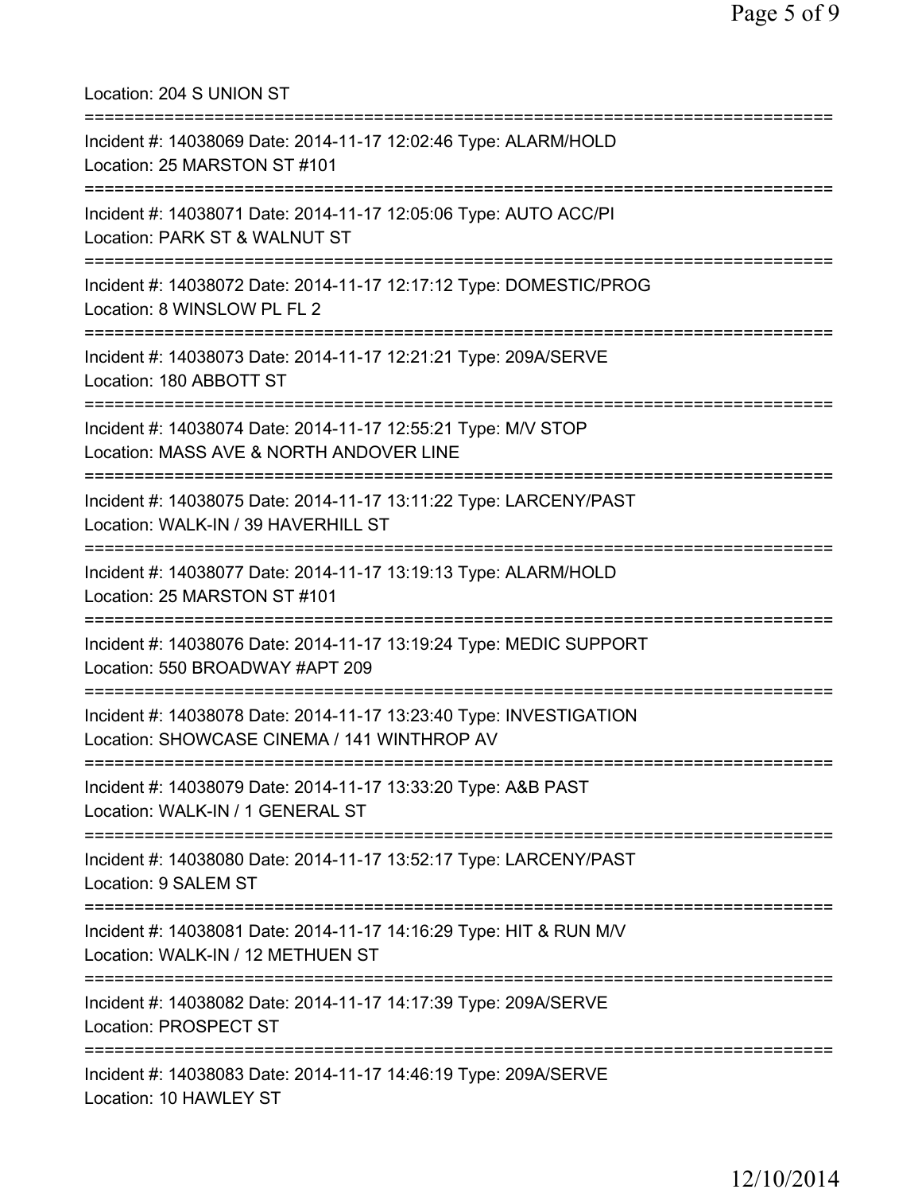Location: 204 S UNION ST

===========================================================================

Incident #: 14038069 Date: 2014-11-17 12:02:46 Type: ALARM/HOLD
Location: 25 MARSTON ST #101

===========================================================================

Incident #: 14038071 Date: 2014-11-17 12:05:06 Type: AUTO ACC/PI
Location: PARK ST & WALNUT ST

===========================================================================

Incident #: 14038072 Date: 2014-11-17 12:17:12 Type: DOMESTIC/PROG
Location: 8 WINSLOW PL FL 2

===========================================================================

Incident #: 14038073 Date: 2014-11-17 12:21:21 Type: 209A/SERVE
Location: 180 ABBOTT ST

===========================================================================

Incident #: 14038074 Date: 2014-11-17 12:55:21 Type: M/V STOP
Location: MASS AVE & NORTH ANDOVER LINE

===========================================================================

Incident #: 14038075 Date: 2014-11-17 13:11:22 Type: LARCENY/PAST
Location: WALK-IN / 39 HAVERHILL ST

===========================================================================

Incident #: 14038077 Date: 2014-11-17 13:19:13 Type: ALARM/HOLD
Location: 25 MARSTON ST #101

===========================================================================

Incident #: 14038076 Date: 2014-11-17 13:19:24 Type: MEDIC SUPPORT
Location: 550 BROADWAY #APT 209

===========================================================================

Incident #: 14038078 Date: 2014-11-17 13:23:40 Type: INVESTIGATION
Location: SHOWCASE CINEMA / 141 WINTHROP AV

===========================================================================

Incident #: 14038079 Date: 2014-11-17 13:33:20 Type: A&B PAST
Location: WALK-IN / 1 GENERAL ST

===========================================================================

Incident #: 14038080 Date: 2014-11-17 13:52:17 Type: LARCENY/PAST
Location: 9 SALEM ST

===========================================================================

Incident #: 14038081 Date: 2014-11-17 14:16:29 Type: HIT & RUN M/V
Location: WALK-IN / 12 METHUEN ST

===========================================================================

Incident #: 14038082 Date: 2014-11-17 14:17:39 Type: 209A/SERVE
Location: PROSPECT ST

===========================================================================

Incident #: 14038083 Date: 2014-11-17 14:46:19 Type: 209A/SERVE
Location: 10 HAWLEY ST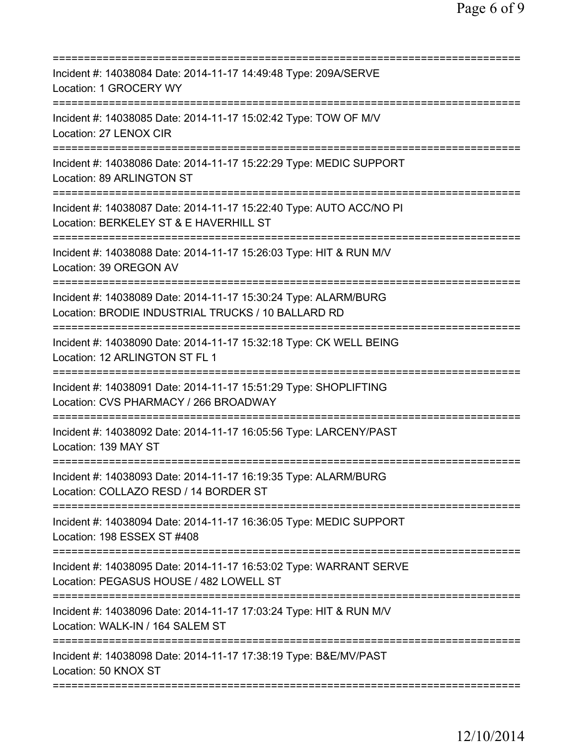Incident #: 14038084 Date: 2014-11-17 14:49:48 Type: 209A/SERVE
Location: 1 GROCERY WY

---

Incident #: 14038085 Date: 2014-11-17 15:02:42 Type: TOW OF M/V
Location: 27 LENOX CIR

---

Incident #: 14038086 Date: 2014-11-17 15:22:29 Type: MEDIC SUPPORT
Location: 89 ARLINGTON ST

---

Incident #: 14038087 Date: 2014-11-17 15:22:40 Type: AUTO ACC/NO PI
Location: BERKELEY ST & E HAVERHILL ST

---

Incident #: 14038088 Date: 2014-11-17 15:26:03 Type: HIT & RUN M/V
Location: 39 OREGON AV

---

Incident #: 14038089 Date: 2014-11-17 15:30:24 Type: ALARM/BURG
Location: BRODIE INDUSTRIAL TRUCKS / 10 BALLARD RD

---

Incident #: 14038090 Date: 2014-11-17 15:32:18 Type: CK WELL BEING
Location: 12 ARLINGTON ST FL 1

---

Incident #: 14038091 Date: 2014-11-17 15:51:29 Type: SHOPLIFTING
Location: CVS PHARMACY / 266 BROADWAY

---

Incident #: 14038092 Date: 2014-11-17 16:05:56 Type: LARCENY/PAST
Location: 139 MAY ST

---

Incident #: 14038093 Date: 2014-11-17 16:19:35 Type: ALARM/BURG
Location: COLLAZO RESD / 14 BORDER ST

---

Incident #: 14038094 Date: 2014-11-17 16:36:05 Type: MEDIC SUPPORT
Location: 198 ESSEX ST #408

---

Incident #: 14038095 Date: 2014-11-17 16:53:02 Type: WARRANT SERVE
Location: PEGASUS HOUSE / 482 LOWELL ST

---

Incident #: 14038096 Date: 2014-11-17 17:03:24 Type: HIT & RUN M/V
Location: WALK-IN / 164 SALEM ST

---

Incident #: 14038098 Date: 2014-11-17 17:38:19 Type: B&E/MV/PAST
Location: 50 KNOX ST

---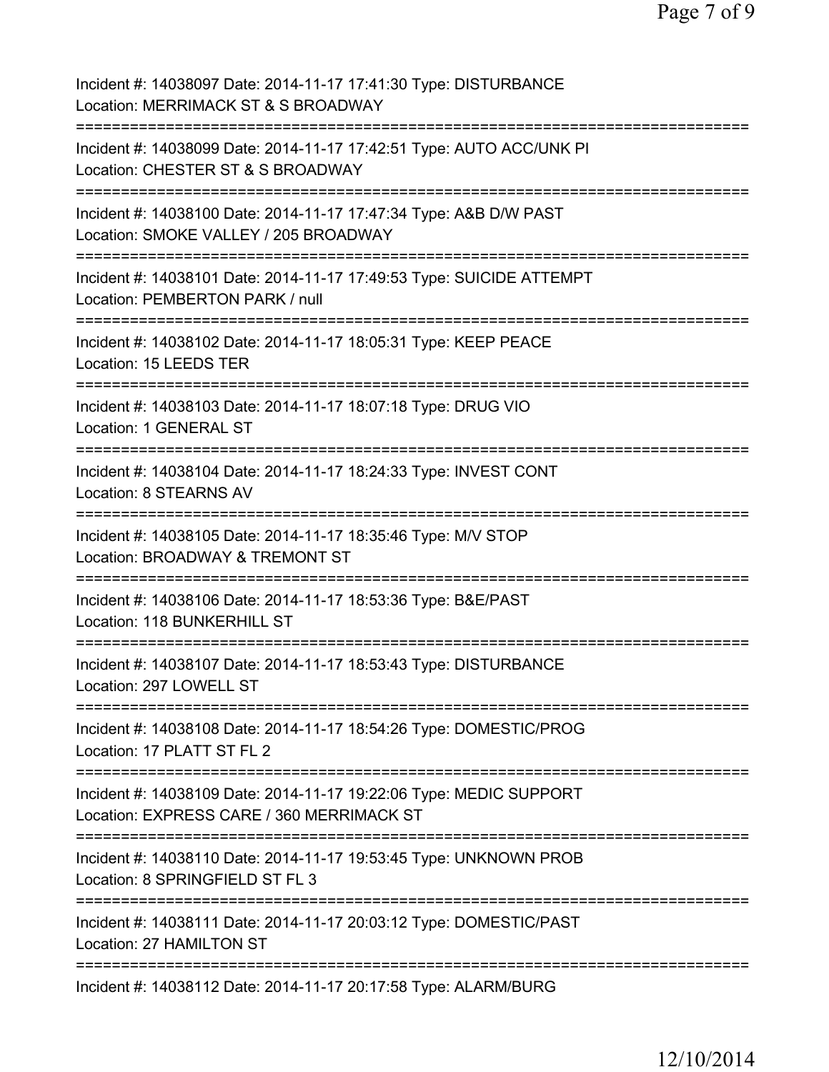Incident #: 14038097 Date: 2014-11-17 17:41:30 Type: DISTURBANCE
Location: MERRIMACK ST & S BROADWAY

===========================================================================

Incident #: 14038099 Date: 2014-11-17 17:42:51 Type: AUTO ACC/UNK PI
Location: CHESTER ST & S BROADWAY

===========================================================================

Incident #: 14038100 Date: 2014-11-17 17:47:34 Type: A&B D/W PAST
Location: SMOKE VALLEY / 205 BROADWAY

===========================================================================

Incident #: 14038101 Date: 2014-11-17 17:49:53 Type: SUICIDE ATTEMPT
Location: PEMBERTON PARK / null

===========================================================================

Incident #: 14038102 Date: 2014-11-17 18:05:31 Type: KEEP PEACE
Location: 15 LEEDS TER

===========================================================================

Incident #: 14038103 Date: 2014-11-17 18:07:18 Type: DRUG VIO
Location: 1 GENERAL ST

===========================================================================

Incident #: 14038104 Date: 2014-11-17 18:24:33 Type: INVEST CONT
Location: 8 STEARNS AV

===========================================================================

Incident #: 14038105 Date: 2014-11-17 18:35:46 Type: M/V STOP
Location: BROADWAY & TREMONT ST

===========================================================================

Incident #: 14038106 Date: 2014-11-17 18:53:36 Type: B&E/PAST
Location: 118 BUNKERHILL ST

===========================================================================

Incident #: 14038107 Date: 2014-11-17 18:53:43 Type: DISTURBANCE
Location: 297 LOWELL ST

===========================================================================

Incident #: 14038108 Date: 2014-11-17 18:54:26 Type: DOMESTIC/PROG
Location: 17 PLATT ST FL 2

===========================================================================

Incident #: 14038109 Date: 2014-11-17 19:22:06 Type: MEDIC SUPPORT
Location: EXPRESS CARE / 360 MERRIMACK ST

===========================================================================

Incident #: 14038110 Date: 2014-11-17 19:53:45 Type: UNKNOWN PROB
Location: 8 SPRINGFIELD ST FL 3

===========================================================================

Incident #: 14038111 Date: 2014-11-17 20:03:12 Type: DOMESTIC/PAST
Location: 27 HAMILTON ST

===========================================================================

Incident #: 14038112 Date: 2014-11-17 20:17:58 Type: ALARM/BURG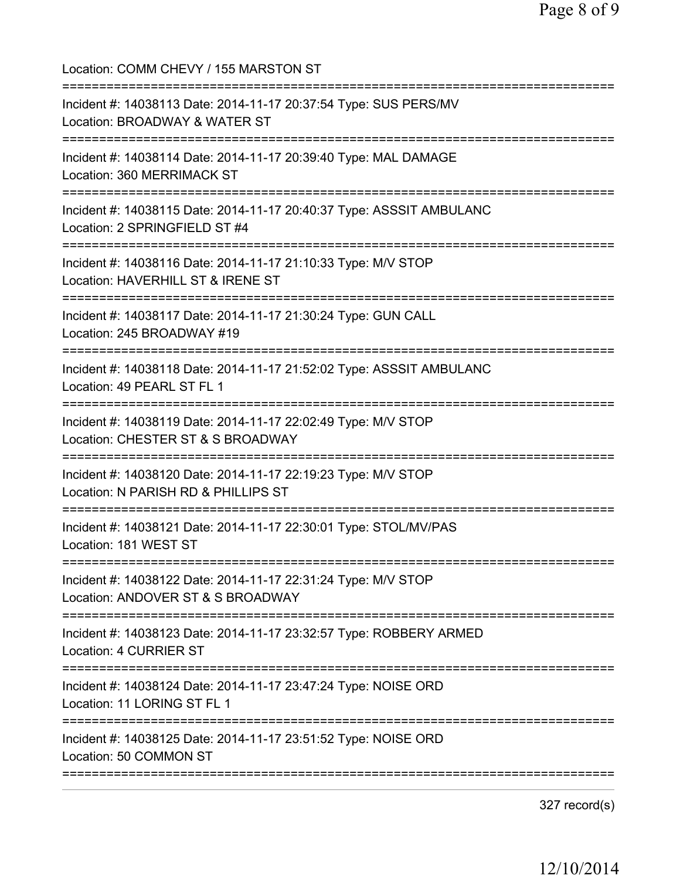Location: COMM CHEVY / 155 MARSTON ST

===========================================================================

Incident #: 14038113 Date: 2014-11-17 20:37:54 Type: SUS PERS/MV
Location: BROADWAY & WATER ST

===========================================================================

Incident #: 14038114 Date: 2014-11-17 20:39:40 Type: MAL DAMAGE
Location: 360 MERRIMACK ST

===========================================================================

Incident #: 14038115 Date: 2014-11-17 20:40:37 Type: ASSSIT AMBULANC
Location: 2 SPRINGFIELD ST #4

===========================================================================

Incident #: 14038116 Date: 2014-11-17 21:10:33 Type: M/V STOP
Location: HAVERHILL ST & IRENE ST

===========================================================================

Incident #: 14038117 Date: 2014-11-17 21:30:24 Type: GUN CALL
Location: 245 BROADWAY #19

===========================================================================

Incident #: 14038118 Date: 2014-11-17 21:52:02 Type: ASSSIT AMBULANC
Location: 49 PEARL ST FL 1

===========================================================================

Incident #: 14038119 Date: 2014-11-17 22:02:49 Type: M/V STOP
Location: CHESTER ST & S BROADWAY

===========================================================================

Incident #: 14038120 Date: 2014-11-17 22:19:23 Type: M/V STOP
Location: N PARISH RD & PHILLIPS ST

===========================================================================

Incident #: 14038121 Date: 2014-11-17 22:30:01 Type: STOL/MV/PAS
Location: 181 WEST ST

===========================================================================

Incident #: 14038122 Date: 2014-11-17 22:31:24 Type: M/V STOP
Location: ANDOVER ST & S BROADWAY

===========================================================================

Incident #: 14038123 Date: 2014-11-17 23:32:57 Type: ROBBERY ARMED
Location: 4 CURRIER ST

===========================================================================

Incident #: 14038124 Date: 2014-11-17 23:47:24 Type: NOISE ORD
Location: 11 LORING ST FL 1

===========================================================================

Incident #: 14038125 Date: 2014-11-17 23:51:52 Type: NOISE ORD
Location: 50 COMMON ST

===========================================================================

327 record(s)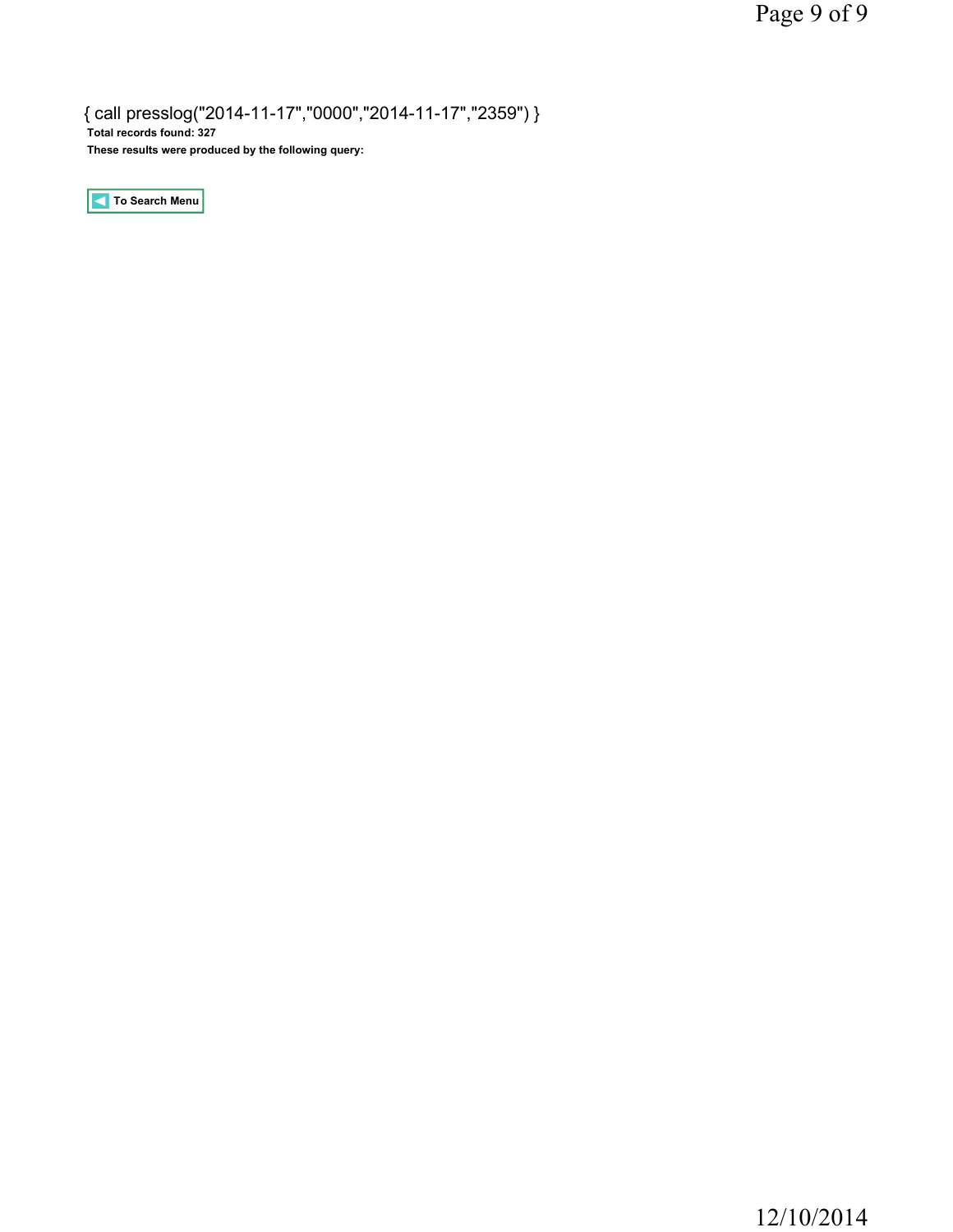{ call presslog("2014-11-17","0000","2014-11-17","2359") }

**Total records found: 327**

**These results were produced by the following query:**

**To Search Menu**